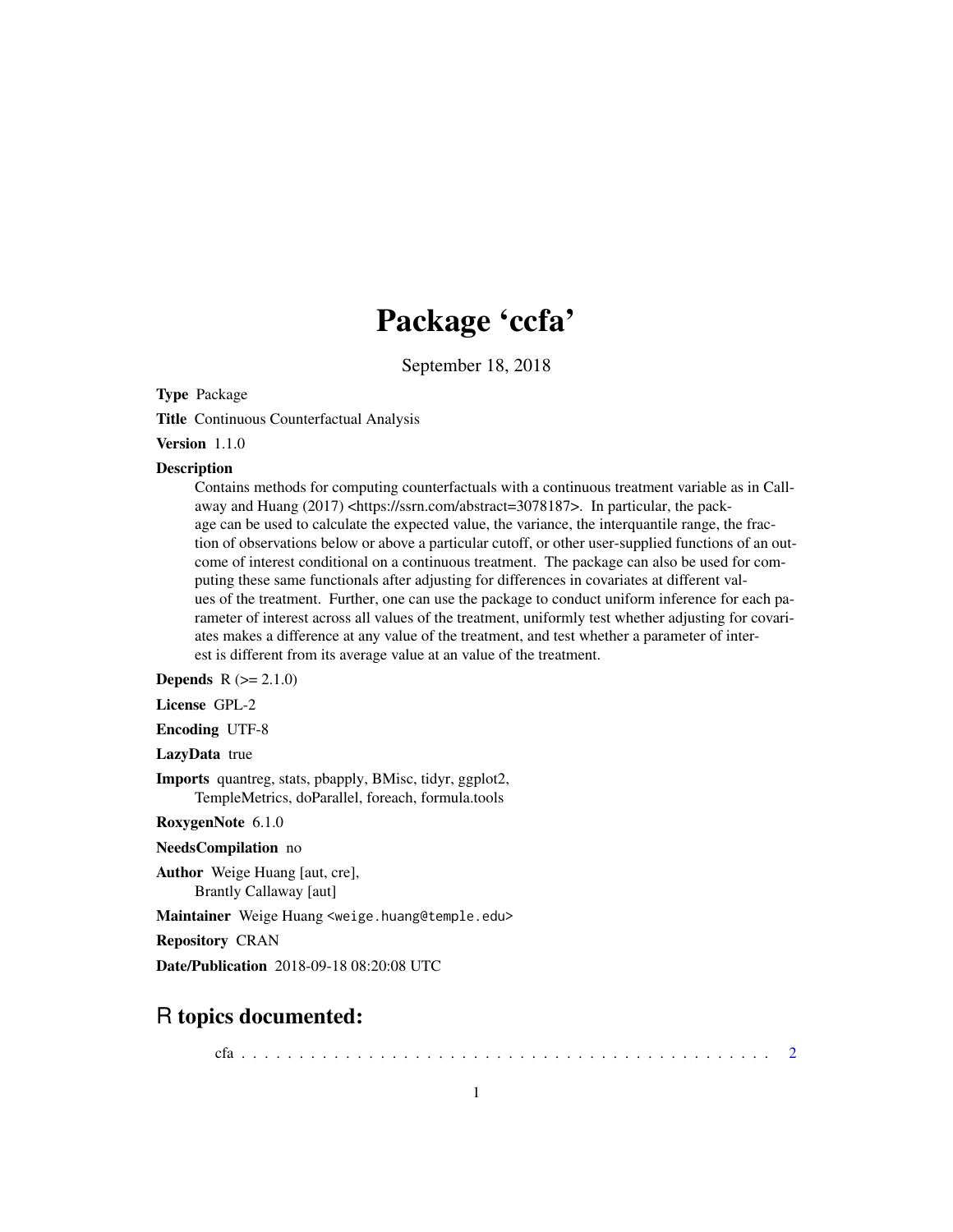# Package 'ccfa'

September 18, 2018

**Type** Package

**Title** Continuous Counterfactual Analysis

**Version** 1.1.0

**Description**

Contains methods for computing counterfactuals with a continuous treatment variable as in Callaway and Huang (2017) <https://ssrn.com/abstract=3078187>. In particular, the package can be used to calculate the expected value, the variance, the interquantile range, the fraction of observations below or above a particular cutoff, or other user-supplied functions of an outcome of interest conditional on a continuous treatment. The package can also be used for computing these same functionals after adjusting for differences in covariates at different values of the treatment. Further, one can use the package to conduct uniform inference for each parameter of interest across all values of the treatment, uniformly test whether adjusting for covariates makes a difference at any value of the treatment, and test whether a parameter of interest is different from its average value at an value of the treatment.

**Depends** R (>= 2.1.0)

**License** GPL-2

**Encoding** UTF-8

**LazyData** true

**Imports** quantreg, stats, pbapply, BMisc, tidyr, ggplot2, TempleMetrics, doParallel, foreach, formula.tools

**RoxygenNote** 6.1.0

**NeedsCompilation** no

**Author** Weige Huang [aut, cre], Brantly Callaway [aut]

**Maintainer** Weige Huang <weige.huang@temple.edu>

**Repository** CRAN

**Date/Publication** 2018-09-18 08:20:08 UTC

## R topics documented:

cfa . . . . . . . . . . . . . . . . . . . . . . . . . . . . . . . . . . . . . . . . . . . . . . 2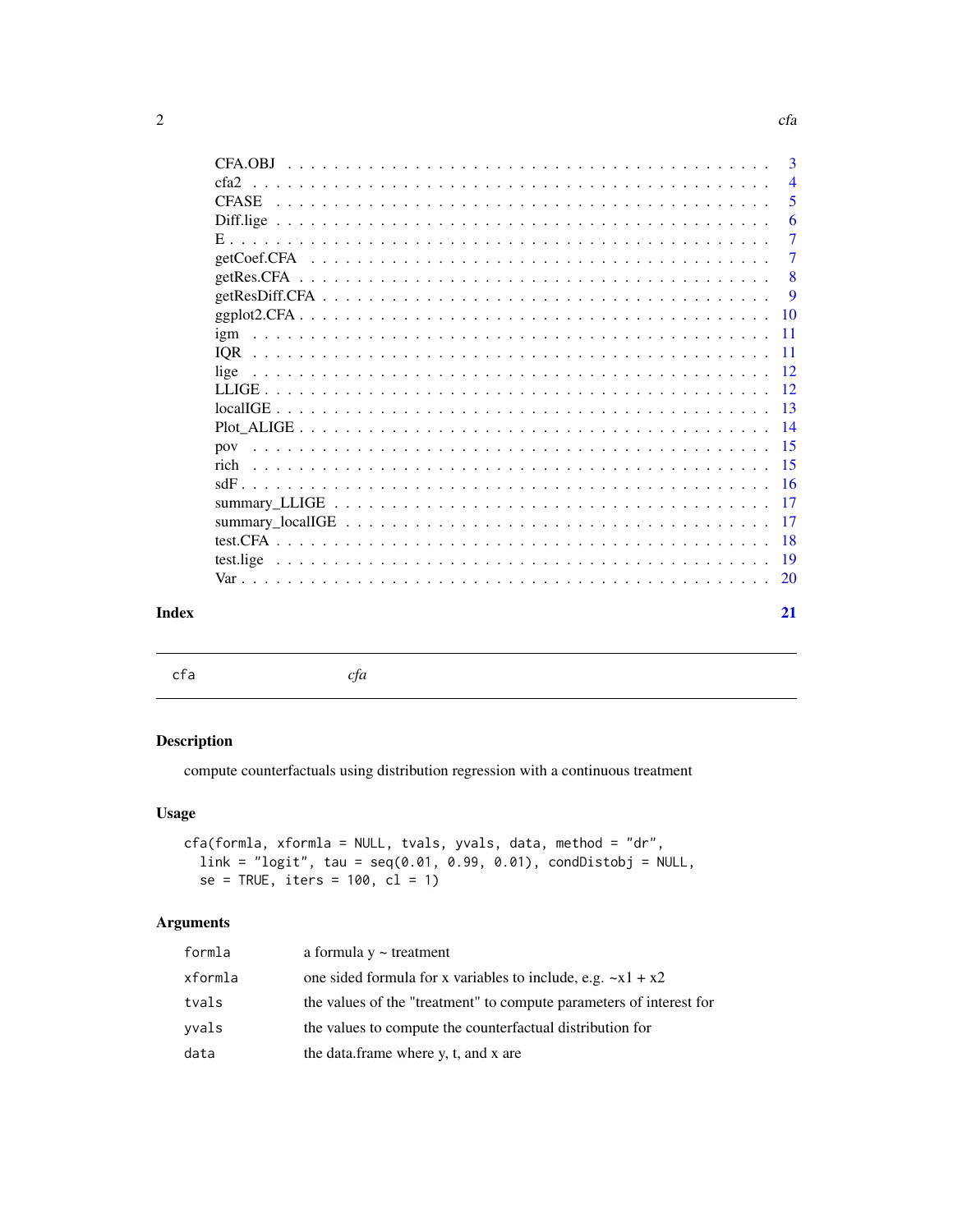| | |
|---|---|
| CFA.OBJ | 3 |
| cfa2 | 4 |
| CFASE | 5 |
| Diff.lige | 6 |
| E | 7 |
| getCoef.CFA | 7 |
| getRes.CFA | 8 |
| getResDiff.CFA | 9 |
| ggplot2.CFA | 10 |
| igm | 11 |
| IQR | 11 |
| lige | 12 |
| LLIGE | 12 |
| localIGE | 13 |
| Plot_ALIGE | 14 |
| pov | 15 |
| rich | 15 |
| sdF | 16 |
| summary_LLIGE | 17 |
| summary_localIGE | 17 |
| test.CFA | 18 |
| test.lige | 19 |
| Var | 20 |

**Index** **21**

---

`cfa` *cfa*

---

## Description

compute counterfactuals using distribution regression with a continuous treatment

## Usage

```
cfa(formla, xformla = NULL, tvals, yvals, data, method = "dr",
  link = "logit", tau = seq(0.01, 0.99, 0.01), condDistobj = NULL,
  se = TRUE, iters = 100, cl = 1)
```

## Arguments

| | |
|---|---|
| `formla` | a formula y ~ treatment |
| `xformla` | one sided formula for x variables to include, e.g. ~x1 + x2 |
| `tvals` | the values of the "treatment" to compute parameters of interest for |
| `yvals` | the values to compute the counterfactual distribution for |
| `data` | the data.frame where y, t, and x are |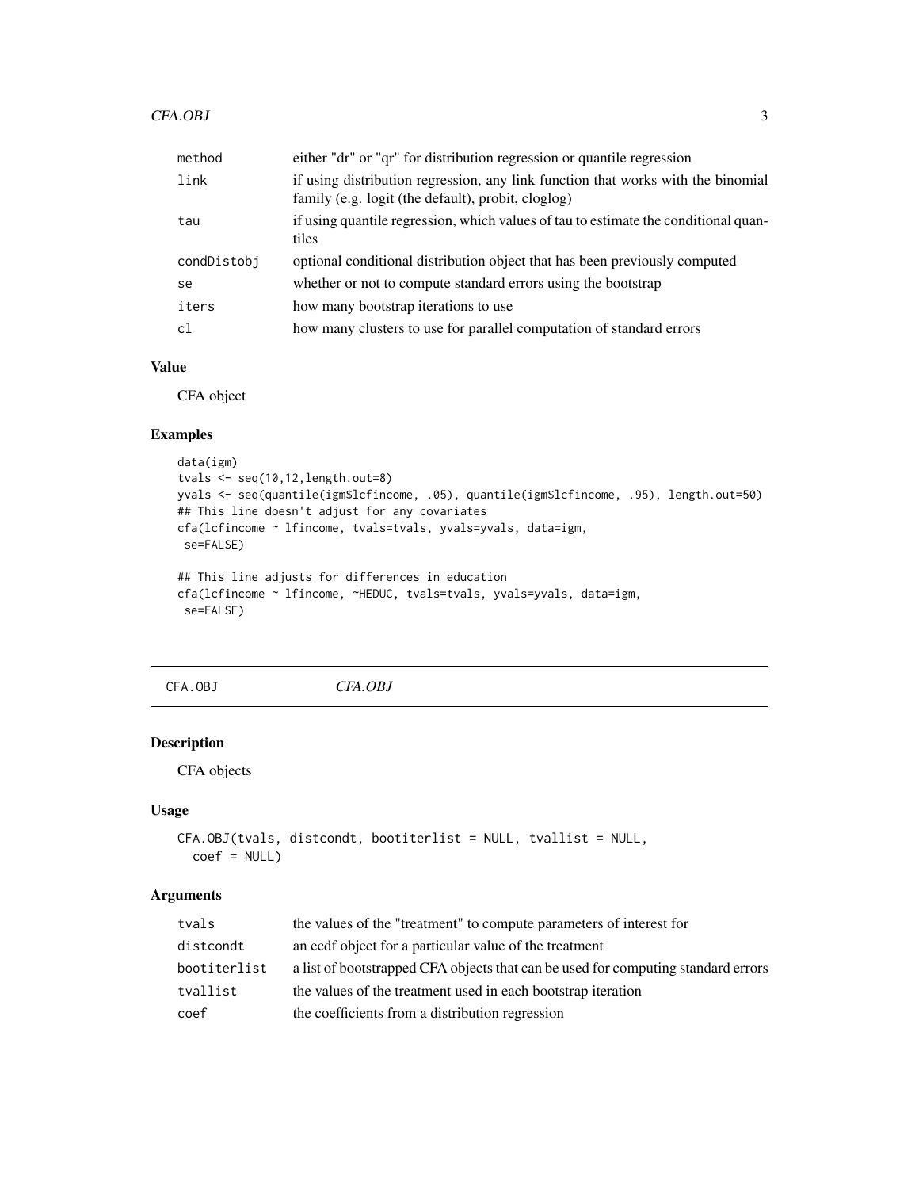| | |
|---|---|
| method | either "dr" or "qr" for distribution regression or quantile regression |
| link | if using distribution regression, any link function that works with the binomial family (e.g. logit (the default), probit, cloglog) |
| tau | if using quantile regression, which values of tau to estimate the conditional quantiles |
| condDistobj | optional conditional distribution object that has been previously computed |
| se | whether or not to compute standard errors using the bootstrap |
| iters | how many bootstrap iterations to use |
| cl | how many clusters to use for parallel computation of standard errors |

### Value

CFA object

### Examples

```
data(igm)
tvals <- seq(10,12,length.out=8)
yvals <- seq(quantile(igm$lcfincome, .05), quantile(igm$lcfincome, .95), length.out=50)
## This line doesn't adjust for any covariates
cfa(lcfincome ~ lfincome, tvals=tvals, yvals=yvals, data=igm,
 se=FALSE)

## This line adjusts for differences in education
cfa(lcfincome ~ lfincome, ~HEDUC, tvals=tvals, yvals=yvals, data=igm,
 se=FALSE)
```

## CFA.OBJ *CFA.OBJ*

### Description

CFA objects

### Usage

```
CFA.OBJ(tvals, distcondt, bootiterlist = NULL, tvallist = NULL,
  coef = NULL)
```

### Arguments

| | |
|---|---|
| tvals | the values of the "treatment" to compute parameters of interest for |
| distcondt | an ecdf object for a particular value of the treatment |
| bootiterlist | a list of bootstrapped CFA objects that can be used for computing standard errors |
| tvallist | the values of the treatment used in each bootstrap iteration |
| coef | the coefficients from a distribution regression |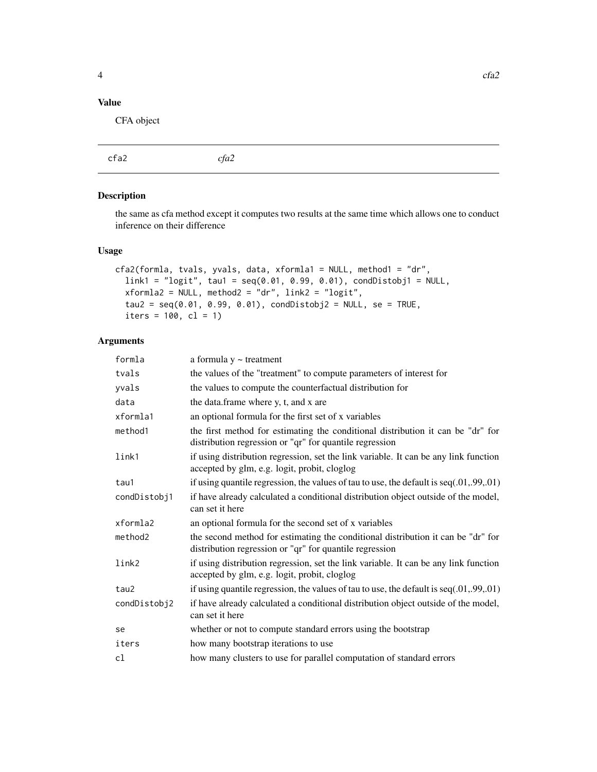## Value

CFA object

---

## cfa2 *cfa2*

---

### Description

the same as cfa method except it computes two results at the same time which allows one to conduct inference on their difference

### Usage

```
cfa2(formla, tvals, yvals, data, xformla1 = NULL, method1 = "dr",
  link1 = "logit", tau1 = seq(0.01, 0.99, 0.01), condDistobj1 = NULL,
  xformla2 = NULL, method2 = "dr", link2 = "logit",
  tau2 = seq(0.01, 0.99, 0.01), condDistobj2 = NULL, se = TRUE,
  iters = 100, cl = 1)
```

### Arguments

| | |
|---|---|
| `formla` | a formula y ~ treatment |
| `tvals` | the values of the "treatment" to compute parameters of interest for |
| `yvals` | the values to compute the counterfactual distribution for |
| `data` | the data.frame where y, t, and x are |
| `xformla1` | an optional formula for the first set of x variables |
| `method1` | the first method for estimating the conditional distribution it can be "dr" for distribution regression or "qr" for quantile regression |
| `link1` | if using distribution regression, set the link variable. It can be any link function accepted by glm, e.g. logit, probit, cloglog |
| `tau1` | if using quantile regression, the values of tau to use, the default is seq(.01,.99,.01) |
| `condDistobj1` | if have already calculated a conditional distribution object outside of the model, can set it here |
| `xformla2` | an optional formula for the second set of x variables |
| `method2` | the second method for estimating the conditional distribution it can be "dr" for distribution regression or "qr" for quantile regression |
| `link2` | if using distribution regression, set the link variable. It can be any link function accepted by glm, e.g. logit, probit, cloglog |
| `tau2` | if using quantile regression, the values of tau to use, the default is seq(.01,.99,.01) |
| `condDistobj2` | if have already calculated a conditional distribution object outside of the model, can set it here |
| `se` | whether or not to compute standard errors using the bootstrap |
| `iters` | how many bootstrap iterations to use |
| `cl` | how many clusters to use for parallel computation of standard errors |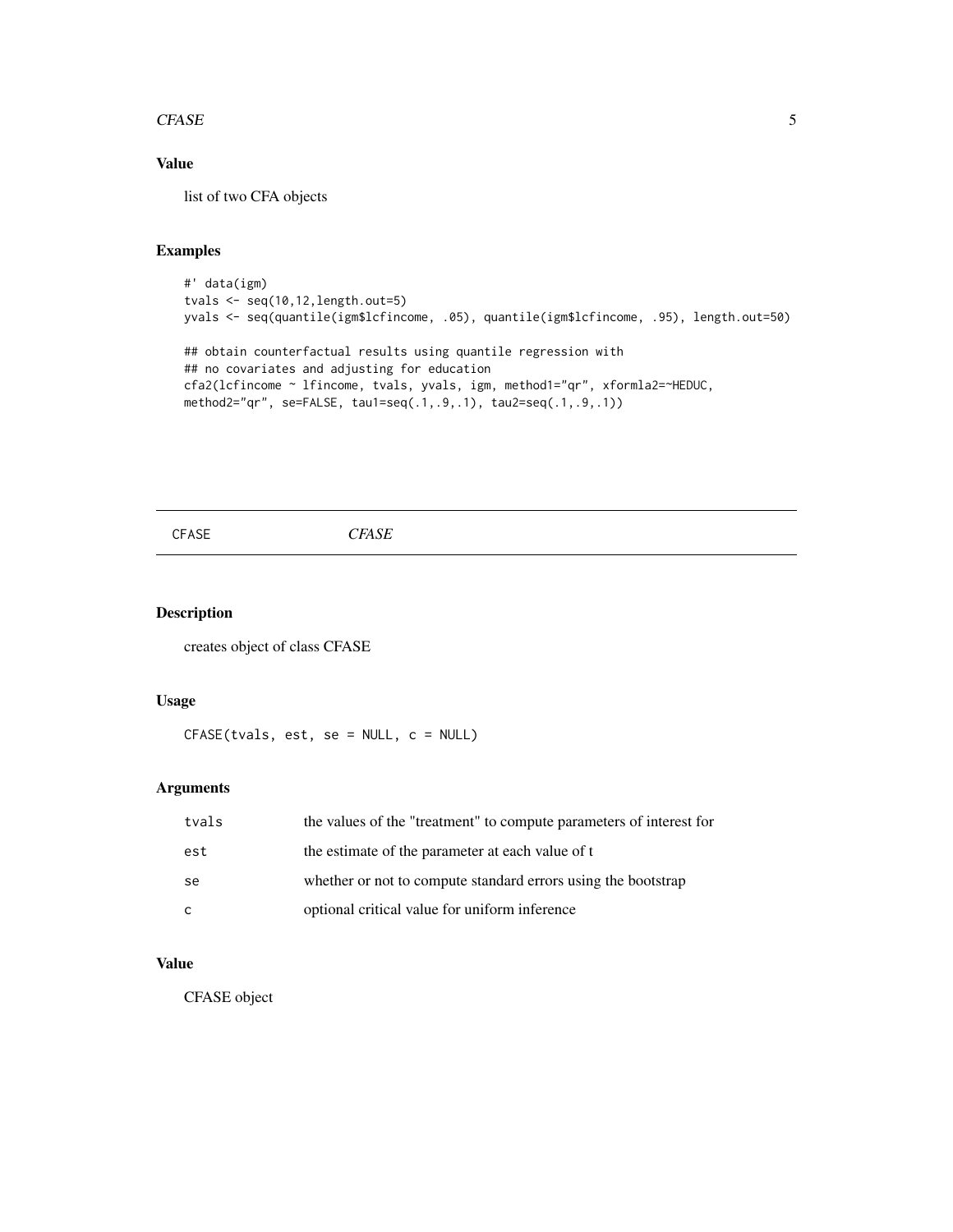### Value

list of two CFA objects

### Examples

```
#' data(igm)
tvals <- seq(10,12,length.out=5)
yvals <- seq(quantile(igm$lcfincome, .05), quantile(igm$lcfincome, .95), length.out=50)

## obtain counterfactual results using quantile regression with
## no covariates and adjusting for education
cfa2(lcfincome ~ lfincome, tvals, yvals, igm, method1="qr", xformla2=~HEDUC,
method2="qr", se=FALSE, tau1=seq(.1,.9,.1), tau2=seq(.1,.9,.1))
```

---

## CFASE *CFASE*

### Description

creates object of class CFASE

### Usage

```
CFASE(tvals, est, se = NULL, c = NULL)
```

### Arguments

| | |
|---|---|
| tvals | the values of the "treatment" to compute parameters of interest for |
| est | the estimate of the parameter at each value of t |
| se | whether or not to compute standard errors using the bootstrap |
| c | optional critical value for uniform inference |

### Value

CFASE object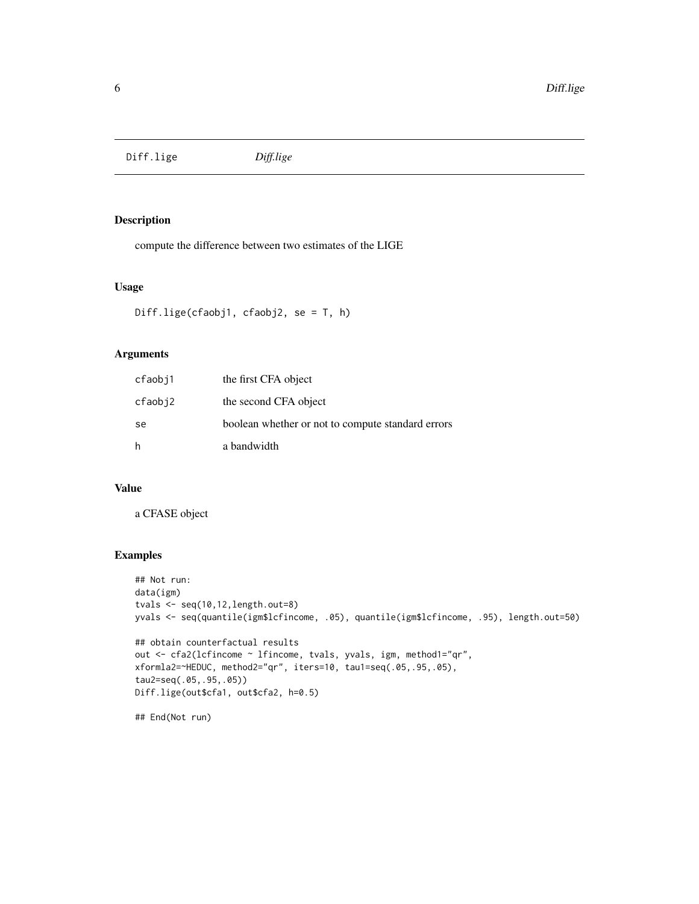## Diff.lige *Diff.lige*

### Description

compute the difference between two estimates of the LIGE

### Usage

```
Diff.lige(cfaobj1, cfaobj2, se = T, h)
```

### Arguments

| | |
|---|---|
| cfaobj1 | the first CFA object |
| cfaobj2 | the second CFA object |
| se | boolean whether or not to compute standard errors |
| h | a bandwidth |

### Value

a CFASE object

### Examples

```
## Not run:
data(igm)
tvals <- seq(10,12,length.out=8)
yvals <- seq(quantile(igm$lcfincome, .05), quantile(igm$lcfincome, .95), length.out=50)

## obtain counterfactual results
out <- cfa2(lcfincome ~ lfincome, tvals, yvals, igm, method1="qr",
xformla2=~HEDUC, method2="qr", iters=10, tau1=seq(.05,.95,.05),
tau2=seq(.05,.95,.05))
Diff.lige(out$cfa1, out$cfa2, h=0.5)

## End(Not run)
```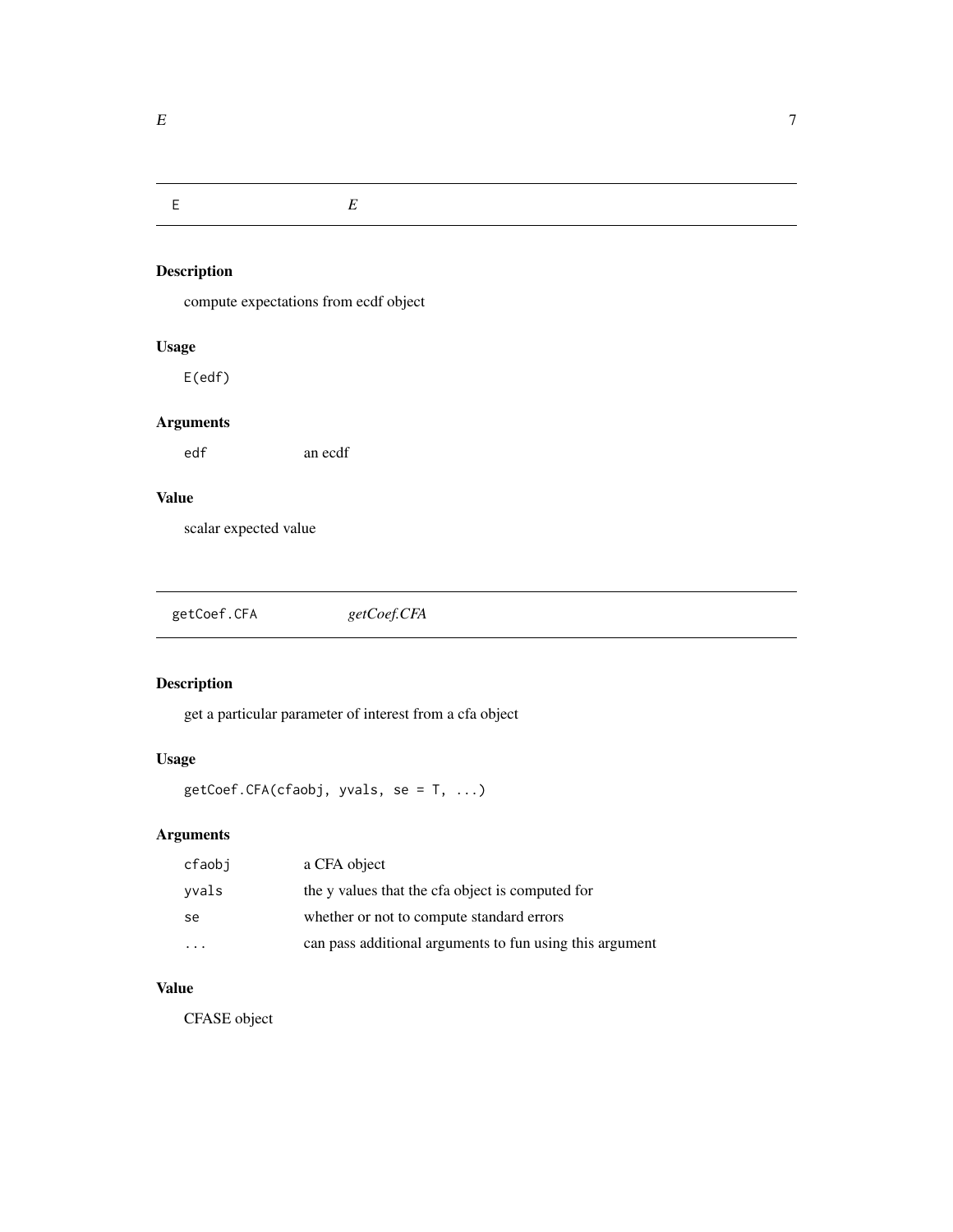## E *E*

### Description

compute expectations from ecdf object

### Usage

```
E(edf)
```

### Arguments

| | |
|---|---|
| edf | an ecdf |

### Value

scalar expected value

## getCoef.CFA *getCoef.CFA*

### Description

get a particular parameter of interest from a cfa object

### Usage

```
getCoef.CFA(cfaobj, yvals, se = T, ...)
```

### Arguments

| | |
|---|---|
| cfaobj | a CFA object |
| yvals | the y values that the cfa object is computed for |
| se | whether or not to compute standard errors |
| ... | can pass additional arguments to fun using this argument |

### Value

CFASE object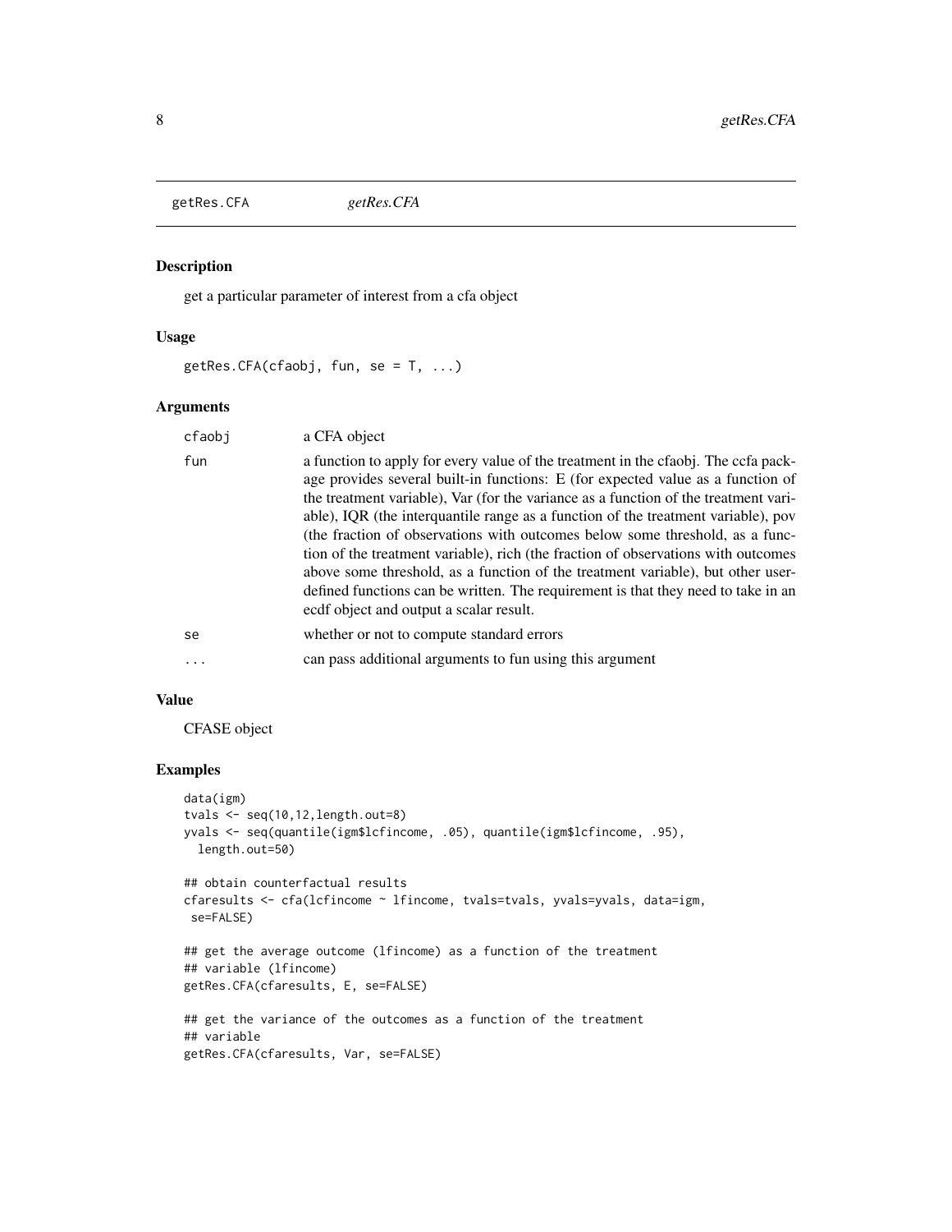## getRes.CFA *getRes.CFA*

### Description

get a particular parameter of interest from a cfa object

### Usage

```
getRes.CFA(cfaobj, fun, se = T, ...)
```

### Arguments

| | |
|---|---|
| cfaobj | a CFA object |
| fun | a function to apply for every value of the treatment in the cfaobj. The ccfa package provides several built-in functions: E (for expected value as a function of the treatment variable), Var (for the variance as a function of the treatment variable), IQR (the interquantile range as a function of the treatment variable), pov (the fraction of observations with outcomes below some threshold, as a function of the treatment variable), rich (the fraction of observations with outcomes above some threshold, as a function of the treatment variable), but other user-defined functions can be written. The requirement is that they need to take in an ecdf object and output a scalar result. |
| se | whether or not to compute standard errors |
| ... | can pass additional arguments to fun using this argument |

### Value

CFASE object

### Examples

```
data(igm)
tvals <- seq(10,12,length.out=8)
yvals <- seq(quantile(igm$lcfincome, .05), quantile(igm$lcfincome, .95),
  length.out=50)

## obtain counterfactual results
cfaresults <- cfa(lcfincome ~ lfincome, tvals=tvals, yvals=yvals, data=igm,
 se=FALSE)

## get the average outcome (lfincome) as a function of the treatment
## variable (lfincome)
getRes.CFA(cfaresults, E, se=FALSE)

## get the variance of the outcomes as a function of the treatment
## variable
getRes.CFA(cfaresults, Var, se=FALSE)
```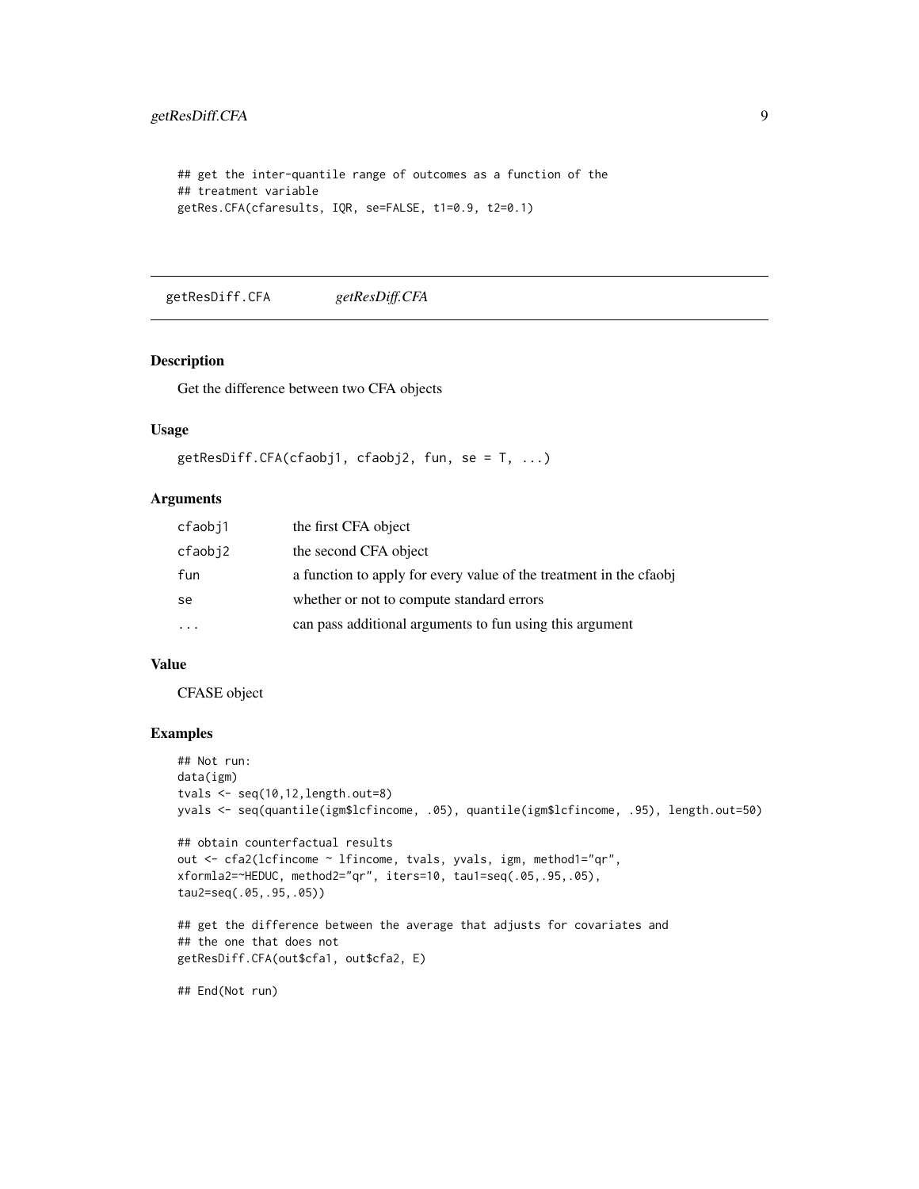```
## get the inter-quantile range of outcomes as a function of the
## treatment variable
getRes.CFA(cfaresults, IQR, se=FALSE, t1=0.9, t2=0.1)
```

---

## getResDiff.CFA *getResDiff.CFA*

### Description

Get the difference between two CFA objects

### Usage

```
getResDiff.CFA(cfaobj1, cfaobj2, fun, se = T, ...)
```

### Arguments

| | |
|---|---|
| cfaobj1 | the first CFA object |
| cfaobj2 | the second CFA object |
| fun | a function to apply for every value of the treatment in the cfaobj |
| se | whether or not to compute standard errors |
| ... | can pass additional arguments to fun using this argument |

### Value

CFASE object

### Examples

```
## Not run:
data(igm)
tvals <- seq(10,12,length.out=8)
yvals <- seq(quantile(igm$lcfincome, .05), quantile(igm$lcfincome, .95), length.out=50)

## obtain counterfactual results
out <- cfa2(lcfincome ~ lfincome, tvals, yvals, igm, method1="qr",
xformla2=~HEDUC, method2="qr", iters=10, tau1=seq(.05,.95,.05),
tau2=seq(.05,.95,.05))

## get the difference between the average that adjusts for covariates and
## the one that does not
getResDiff.CFA(out$cfa1, out$cfa2, E)

## End(Not run)
```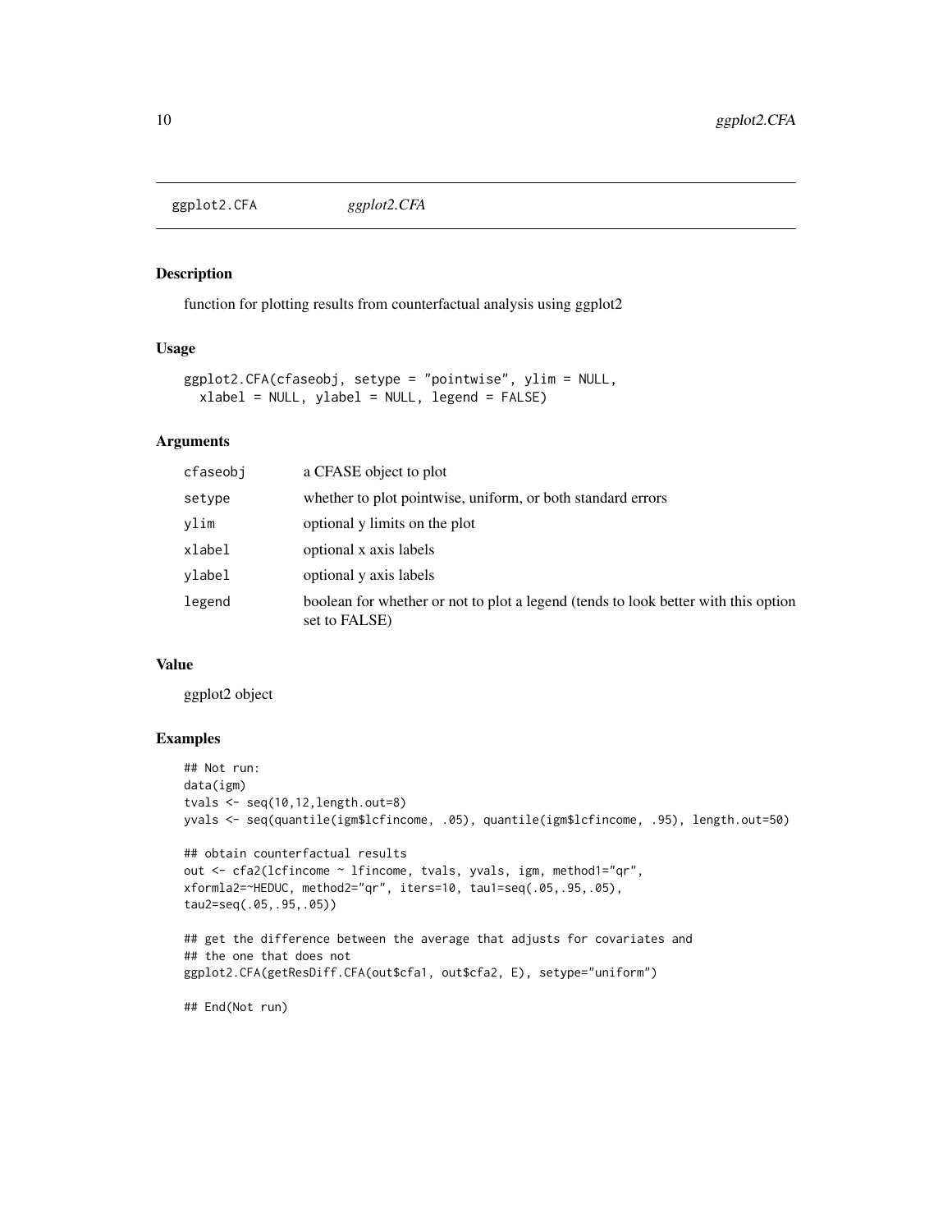# ggplot2.CFA

*ggplot2.CFA*

## Description

function for plotting results from counterfactual analysis using ggplot2

## Usage

```
ggplot2.CFA(cfaseobj, setype = "pointwise", ylim = NULL,
  xlabel = NULL, ylabel = NULL, legend = FALSE)
```

## Arguments

| | |
|---|---|
| cfaseobj | a CFASE object to plot |
| setype | whether to plot pointwise, uniform, or both standard errors |
| ylim | optional y limits on the plot |
| xlabel | optional x axis labels |
| ylabel | optional y axis labels |
| legend | boolean for whether or not to plot a legend (tends to look better with this option set to FALSE) |

## Value

ggplot2 object

## Examples

```
## Not run:
data(igm)
tvals <- seq(10,12,length.out=8)
yvals <- seq(quantile(igm$lcfincome, .05), quantile(igm$lcfincome, .95), length.out=50)

## obtain counterfactual results
out <- cfa2(lcfincome ~ lfincome, tvals, yvals, igm, method1="qr",
xformla2=~HEDUC, method2="qr", iters=10, tau1=seq(.05,.95,.05),
tau2=seq(.05,.95,.05))

## get the difference between the average that adjusts for covariates and
## the one that does not
ggplot2.CFA(getResDiff.CFA(out$cfa1, out$cfa2, E), setype="uniform")

## End(Not run)
```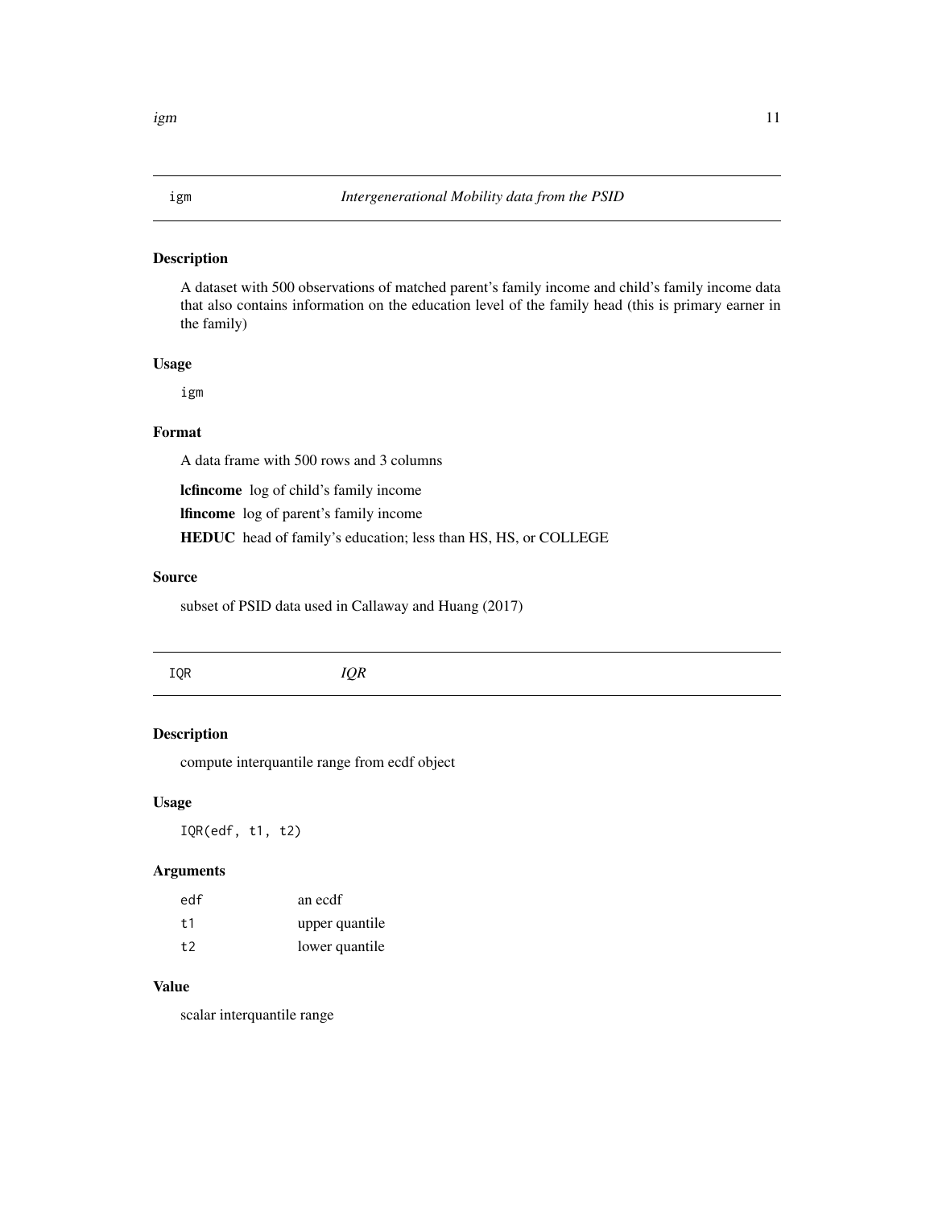## igm *Intergenerational Mobility data from the PSID*

### Description

A dataset with 500 observations of matched parent's family income and child's family income data that also contains information on the education level of the family head (this is primary earner in the family)

### Usage

```
igm
```

### Format

A data frame with 500 rows and 3 columns

**lcfincome** log of child's family income

**lfincome** log of parent's family income

**HEDUC** head of family's education; less than HS, HS, or COLLEGE

### Source

subset of PSID data used in Callaway and Huang (2017)

## IQR *IQR*

### Description

compute interquantile range from ecdf object

### Usage

```
IQR(edf, t1, t2)
```

### Arguments

| | |
|---|---|
| edf | an ecdf |
| t1 | upper quantile |
| t2 | lower quantile |

### Value

scalar interquantile range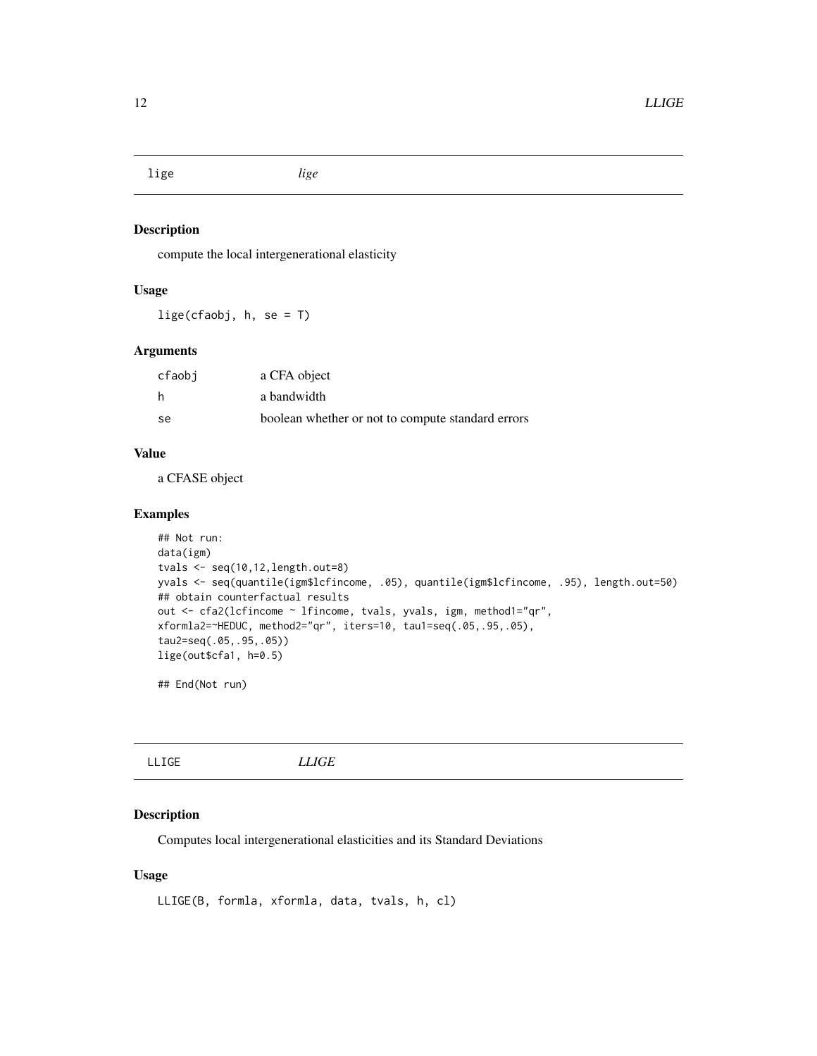## lige — *lige*

### Description

compute the local intergenerational elasticity

### Usage

```
lige(cfaobj, h, se = T)
```

### Arguments

| | |
|---|---|
| cfaobj | a CFA object |
| h | a bandwidth |
| se | boolean whether or not to compute standard errors |

### Value

a CFASE object

### Examples

```
## Not run:
data(igm)
tvals <- seq(10,12,length.out=8)
yvals <- seq(quantile(igm$lcfincome, .05), quantile(igm$lcfincome, .95), length.out=50)
## obtain counterfactual results
out <- cfa2(lcfincome ~ lfincome, tvals, yvals, igm, method1="qr",
xformla2=~HEDUC, method2="qr", iters=10, tau1=seq(.05,.95,.05),
tau2=seq(.05,.95,.05))
lige(out$cfa1, h=0.5)

## End(Not run)
```

## LLIGE — *LLIGE*

### Description

Computes local intergenerational elasticities and its Standard Deviations

### Usage

```
LLIGE(B, formla, xformla, data, tvals, h, cl)
```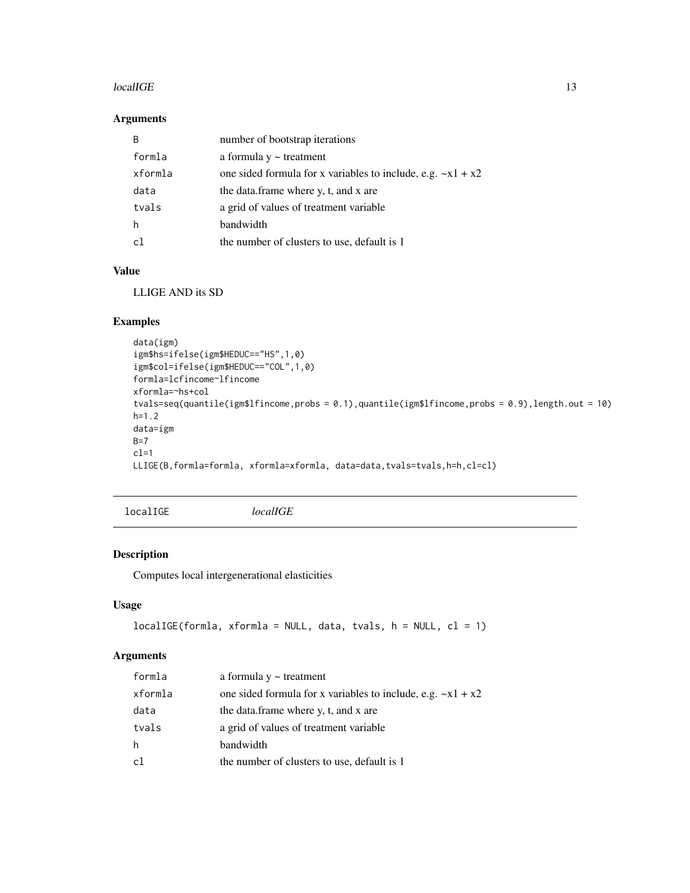## Arguments

| | |
|---|---|
| B | number of bootstrap iterations |
| formla | a formula y ~ treatment |
| xformla | one sided formula for x variables to include, e.g. ~x1 + x2 |
| data | the data.frame where y, t, and x are |
| tvals | a grid of values of treatment variable |
| h | bandwidth |
| cl | the number of clusters to use, default is 1 |

## Value

LLIGE AND its SD

## Examples

```
data(igm)
igm$hs=ifelse(igm$HEDUC=="HS",1,0)
igm$col=ifelse(igm$HEDUC=="COL",1,0)
formla=lcfincome~lfincome
xformla=~hs+col
tvals=seq(quantile(igm$lfincome,probs = 0.1),quantile(igm$lfincome,probs = 0.9),length.out = 10)
h=1.2
data=igm
B=7
cl=1
LLIGE(B,formla=formla, xformla=xformla, data=data,tvals=tvals,h=h,cl=cl)
```

---

# localIGE *localIGE*

## Description

Computes local intergenerational elasticities

## Usage

```
localIGE(formla, xformla = NULL, data, tvals, h = NULL, cl = 1)
```

## Arguments

| | |
|---|---|
| formla | a formula y ~ treatment |
| xformla | one sided formula for x variables to include, e.g. ~x1 + x2 |
| data | the data.frame where y, t, and x are |
| tvals | a grid of values of treatment variable |
| h | bandwidth |
| cl | the number of clusters to use, default is 1 |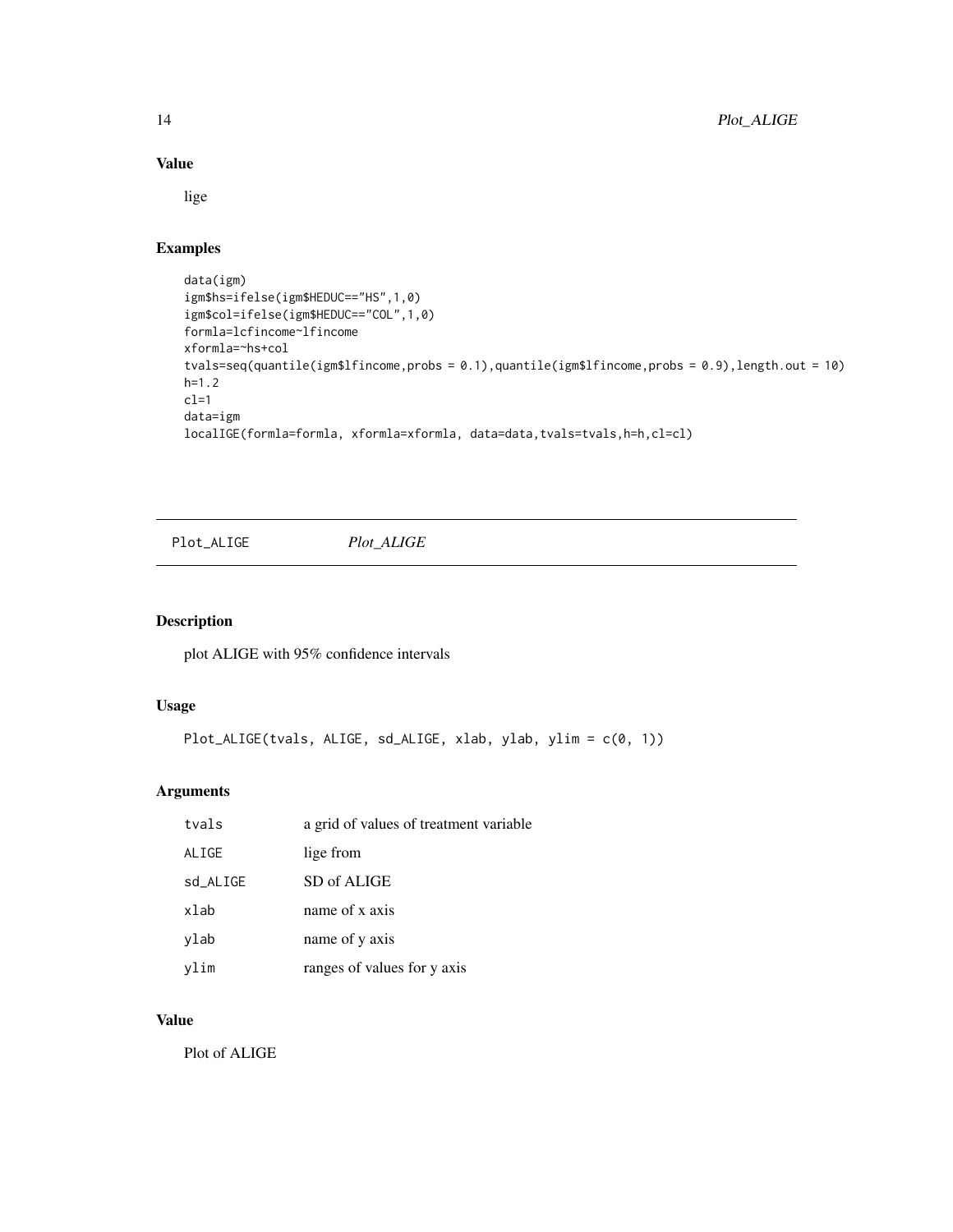## Value

lige

## Examples

```
data(igm)
igm$hs=ifelse(igm$HEDUC=="HS",1,0)
igm$col=ifelse(igm$HEDUC=="COL",1,0)
formla=lcfincome~lfincome
xformla=~hs+col
tvals=seq(quantile(igm$lfincome,probs = 0.1),quantile(igm$lfincome,probs = 0.9),length.out = 10)
h=1.2
cl=1
data=igm
localIGE(formla=formla, xformla=xformla, data=data,tvals=tvals,h=h,cl=cl)
```

---

# Plot_ALIGE    *Plot_ALIGE*

## Description

plot ALIGE with 95% confidence intervals

## Usage

```
Plot_ALIGE(tvals, ALIGE, sd_ALIGE, xlab, ylab, ylim = c(0, 1))
```

## Arguments

| | |
|---|---|
| tvals | a grid of values of treatment variable |
| ALIGE | lige from |
| sd_ALIGE | SD of ALIGE |
| xlab | name of x axis |
| ylab | name of y axis |
| ylim | ranges of values for y axis |

## Value

Plot of ALIGE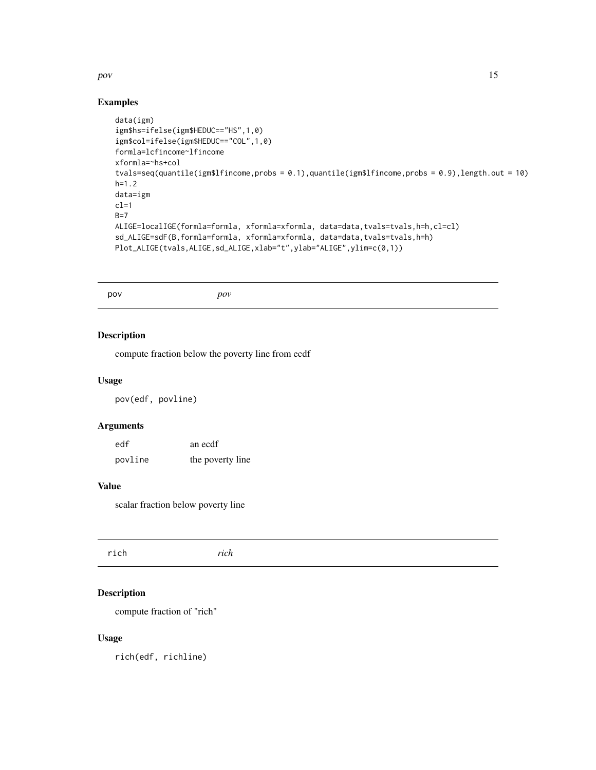## Examples

```
data(igm)
igm$hs=ifelse(igm$HEDUC=="HS",1,0)
igm$col=ifelse(igm$HEDUC=="COL",1,0)
formla=lcfincome~lfincome
xformla=~hs+col
tvals=seq(quantile(igm$lfincome,probs = 0.1),quantile(igm$lfincome,probs = 0.9),length.out = 10)
h=1.2
data=igm
cl=1
B=7
ALIGE=localIGE(formla=formla, xformla=xformla, data=data,tvals=tvals,h=h,cl=cl)
sd_ALIGE=sdF(B,formla=formla, xformla=xformla, data=data,tvals=tvals,h=h)
Plot_ALIGE(tvals,ALIGE,sd_ALIGE,xlab="t",ylab="ALIGE",ylim=c(0,1))
```

---

# pov *pov*

## Description

compute fraction below the poverty line from ecdf

## Usage

```
pov(edf, povline)
```

## Arguments

| | |
|---|---|
| edf | an ecdf |
| povline | the poverty line |

## Value

scalar fraction below poverty line

---

# rich *rich*

## Description

compute fraction of "rich"

## Usage

```
rich(edf, richline)
```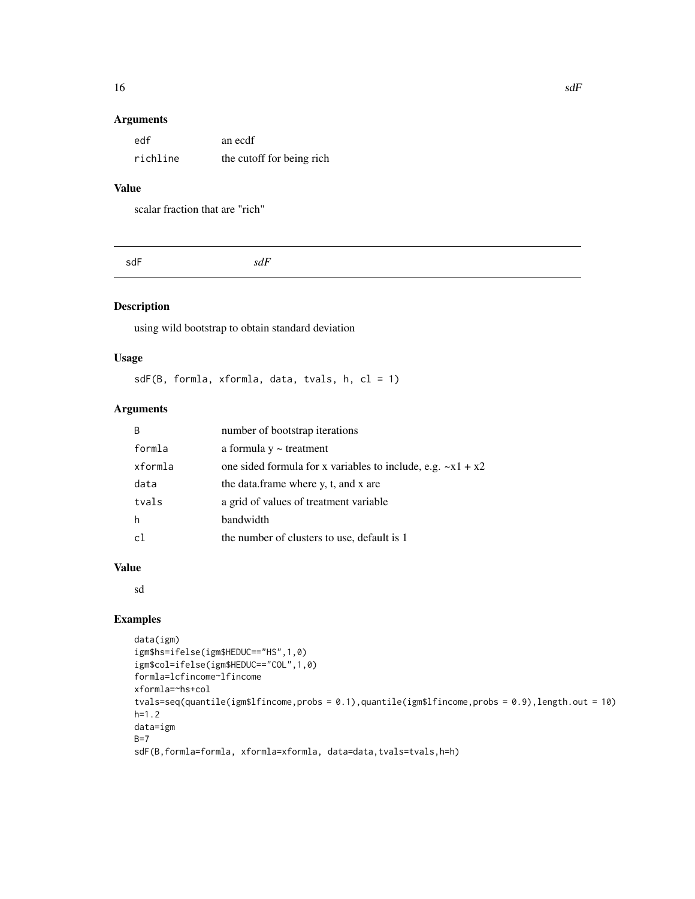### Arguments

| | |
|---|---|
| edf | an ecdf |
| richline | the cutoff for being rich |

### Value

scalar fraction that are "rich"

---

## sdF — *sdF*

### Description

using wild bootstrap to obtain standard deviation

### Usage

```
sdF(B, formla, xformla, data, tvals, h, cl = 1)
```

### Arguments

| | |
|---|---|
| B | number of bootstrap iterations |
| formla | a formula y ~ treatment |
| xformla | one sided formula for x variables to include, e.g. ~x1 + x2 |
| data | the data.frame where y, t, and x are |
| tvals | a grid of values of treatment variable |
| h | bandwidth |
| cl | the number of clusters to use, default is 1 |

### Value

sd

### Examples

```
data(igm)
igm$hs=ifelse(igm$HEDUC=="HS",1,0)
igm$col=ifelse(igm$HEDUC=="COL",1,0)
formla=lcfincome~lfincome
xformla=~hs+col
tvals=seq(quantile(igm$lfincome,probs = 0.1),quantile(igm$lfincome,probs = 0.9),length.out = 10)
h=1.2
data=igm
B=7
sdF(B,formla=formla, xformla=xformla, data=data,tvals=tvals,h=h)
```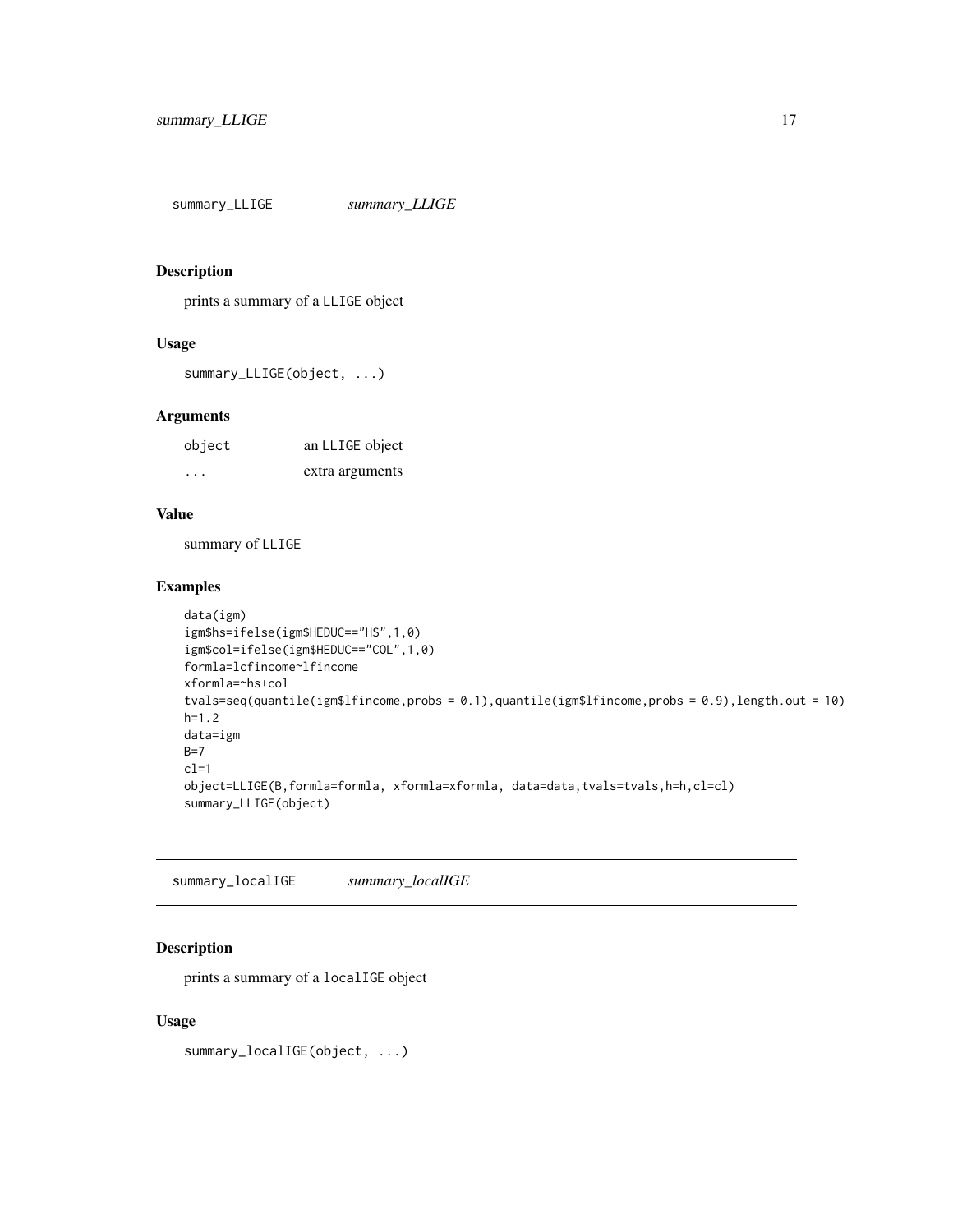## summary_LLIGE *summary_LLIGE*

### Description

prints a summary of a LLIGE object

### Usage

```
summary_LLIGE(object, ...)
```

### Arguments

| | |
|---|---|
| object | an LLIGE object |
| ... | extra arguments |

### Value

summary of LLIGE

### Examples

```
data(igm)
igm$hs=ifelse(igm$HEDUC=="HS",1,0)
igm$col=ifelse(igm$HEDUC=="COL",1,0)
formla=lcfincome~lfincome
xformla=~hs+col
tvals=seq(quantile(igm$lfincome,probs = 0.1),quantile(igm$lfincome,probs = 0.9),length.out = 10)
h=1.2
data=igm
B=7
cl=1
object=LLIGE(B,formla=formla, xformla=xformla, data=data,tvals=tvals,h=h,cl=cl)
summary_LLIGE(object)
```

## summary_localIGE *summary_localIGE*

### Description

prints a summary of a localIGE object

### Usage

```
summary_localIGE(object, ...)
```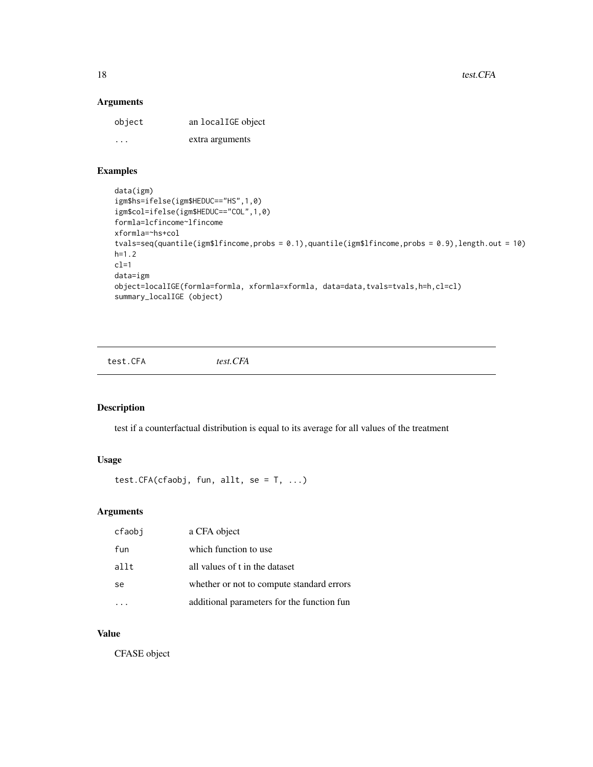## Arguments

| | |
|---|---|
| object | an localIGE object |
| ... | extra arguments |

## Examples

```
data(igm)
igm$hs=ifelse(igm$HEDUC=="HS",1,0)
igm$col=ifelse(igm$HEDUC=="COL",1,0)
formla=lcfincome~lfincome
xformla=~hs+col
tvals=seq(quantile(igm$lfincome,probs = 0.1),quantile(igm$lfincome,probs = 0.9),length.out = 10)
h=1.2
cl=1
data=igm
object=localIGE(formla=formla, xformla=xformla, data=data,tvals=tvals,h=h,cl=cl)
summary_localIGE (object)
```

---

# test.CFA &nbsp;&nbsp;&nbsp;&nbsp; *test.CFA*

---

## Description

test if a counterfactual distribution is equal to its average for all values of the treatment

## Usage

```
test.CFA(cfaobj, fun, allt, se = T, ...)
```

## Arguments

| | |
|---|---|
| cfaobj | a CFA object |
| fun | which function to use |
| allt | all values of t in the dataset |
| se | whether or not to compute standard errors |
| ... | additional parameters for the function fun |

## Value

CFASE object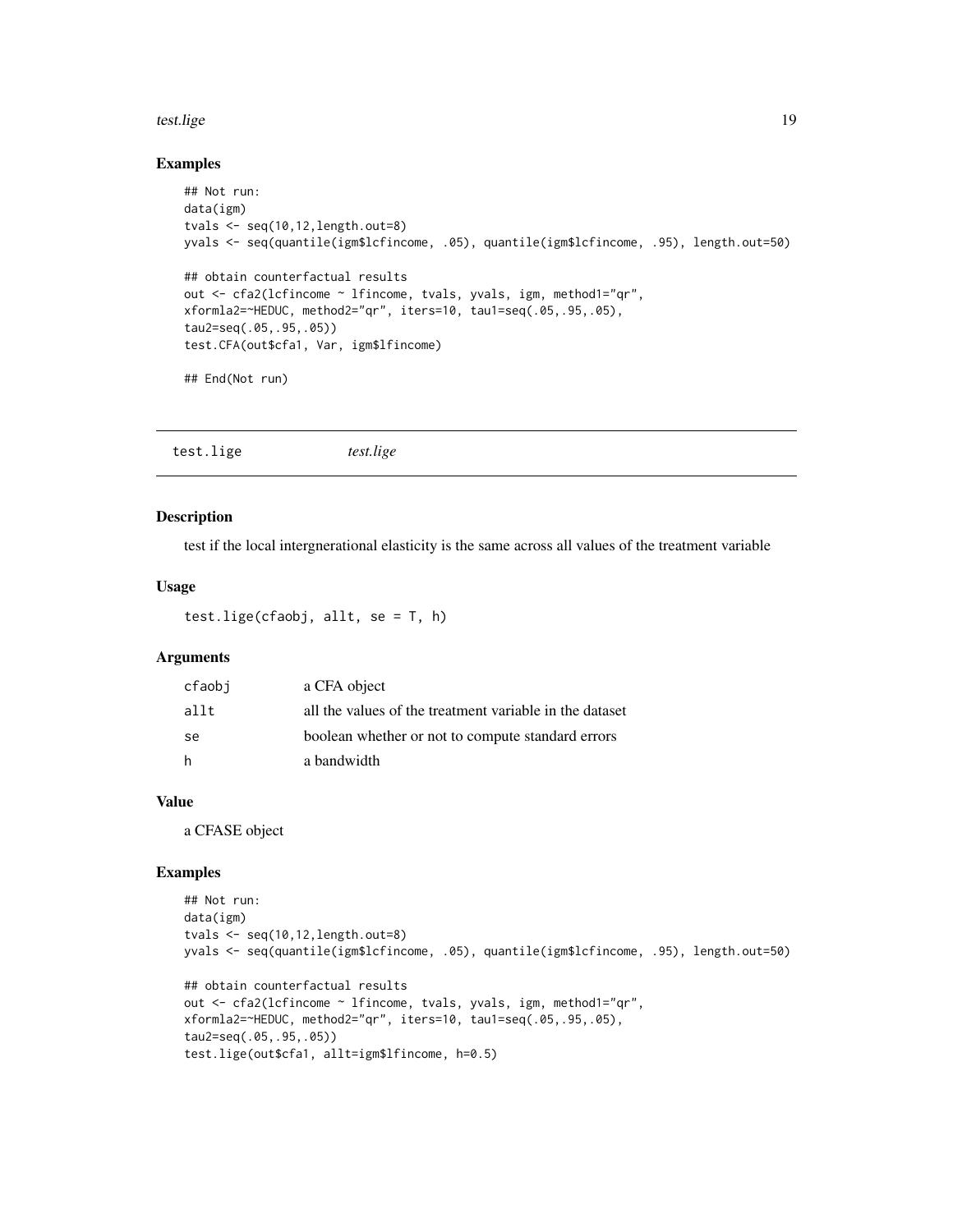## Examples

```
## Not run:
data(igm)
tvals <- seq(10,12,length.out=8)
yvals <- seq(quantile(igm$lcfincome, .05), quantile(igm$lcfincome, .95), length.out=50)

## obtain counterfactual results
out <- cfa2(lcfincome ~ lfincome, tvals, yvals, igm, method1="qr",
xformla2=~HEDUC, method2="qr", iters=10, tau1=seq(.05,.95,.05),
tau2=seq(.05,.95,.05))
test.CFA(out$cfa1, Var, igm$lfincome)

## End(Not run)
```

---

# test.lige *test.lige*

## Description

test if the local intergnerational elasticity is the same across all values of the treatment variable

## Usage

```
test.lige(cfaobj, allt, se = T, h)
```

## Arguments

| | |
|---|---|
| cfaobj | a CFA object |
| allt | all the values of the treatment variable in the dataset |
| se | boolean whether or not to compute standard errors |
| h | a bandwidth |

## Value

a CFASE object

## Examples

```
## Not run:
data(igm)
tvals <- seq(10,12,length.out=8)
yvals <- seq(quantile(igm$lcfincome, .05), quantile(igm$lcfincome, .95), length.out=50)

## obtain counterfactual results
out <- cfa2(lcfincome ~ lfincome, tvals, yvals, igm, method1="qr",
xformla2=~HEDUC, method2="qr", iters=10, tau1=seq(.05,.95,.05),
tau2=seq(.05,.95,.05))
test.lige(out$cfa1, allt=igm$lfincome, h=0.5)
```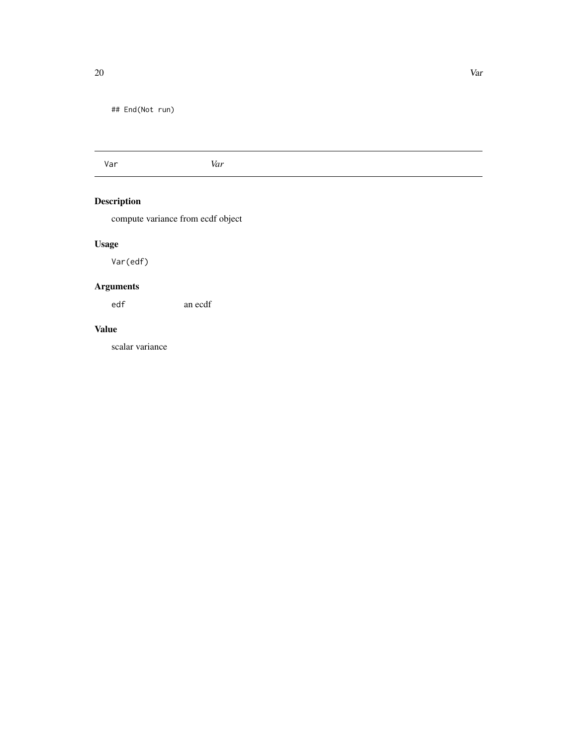```
## End(Not run)
```

---

| Var | *Var* |
|---|---|

---

### Description

compute variance from ecdf object

### Usage

```
Var(edf)
```

### Arguments

| | |
|---|---|
| `edf` | an ecdf |

### Value

scalar variance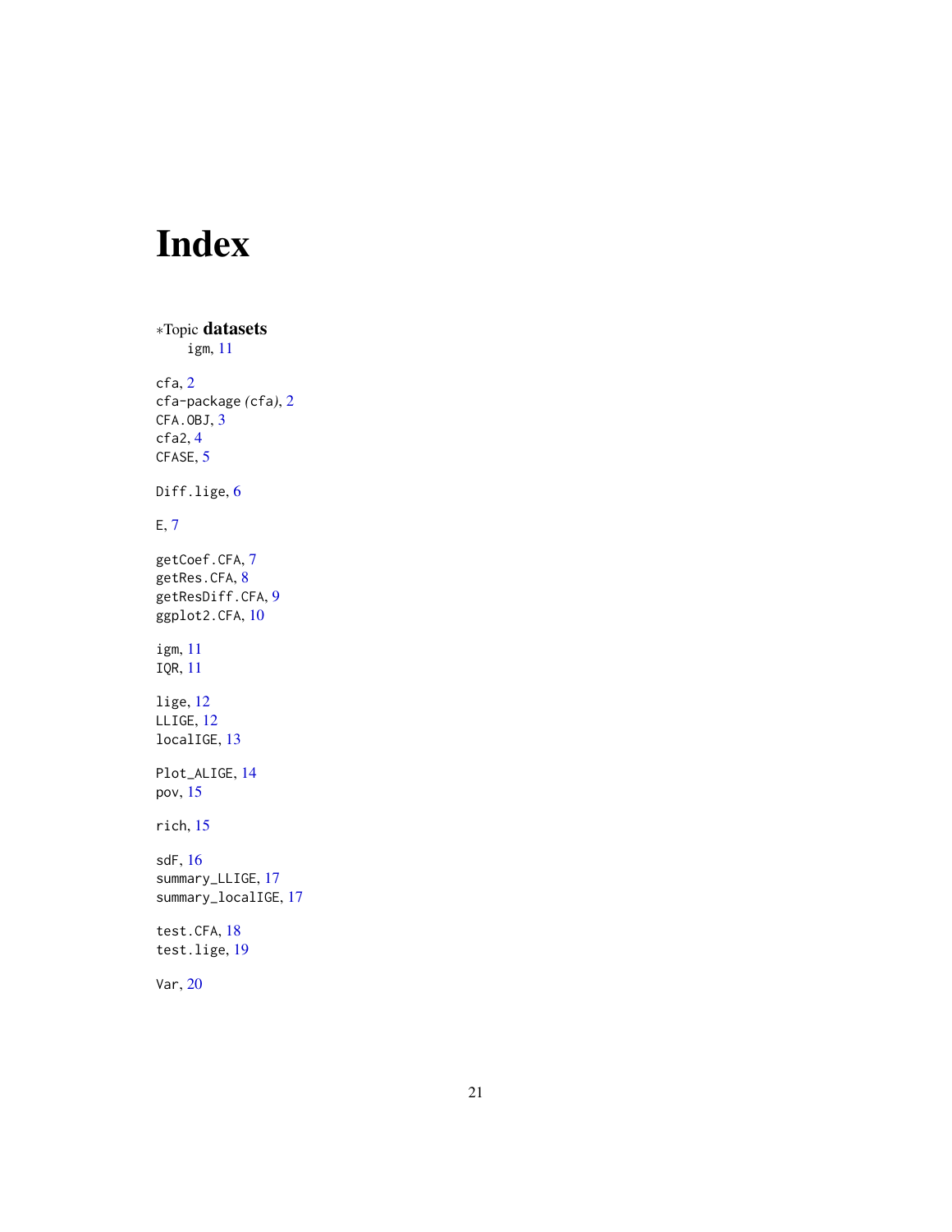# Index

*Topic **datasets**

igm, 11

cfa, 2
cfa-package *(cfa)*, 2
CFA.OBJ, 3
cfa2, 4
CFASE, 5

Diff.lige, 6

E, 7

getCoef.CFA, 7
getRes.CFA, 8
getResDiff.CFA, 9
ggplot2.CFA, 10

igm, 11
IQR, 11

lige, 12
LLIGE, 12
localIGE, 13

Plot_ALIGE, 14
pov, 15

rich, 15

sdF, 16
summary_LLIGE, 17
summary_localIGE, 17

test.CFA, 18
test.lige, 19

Var, 20